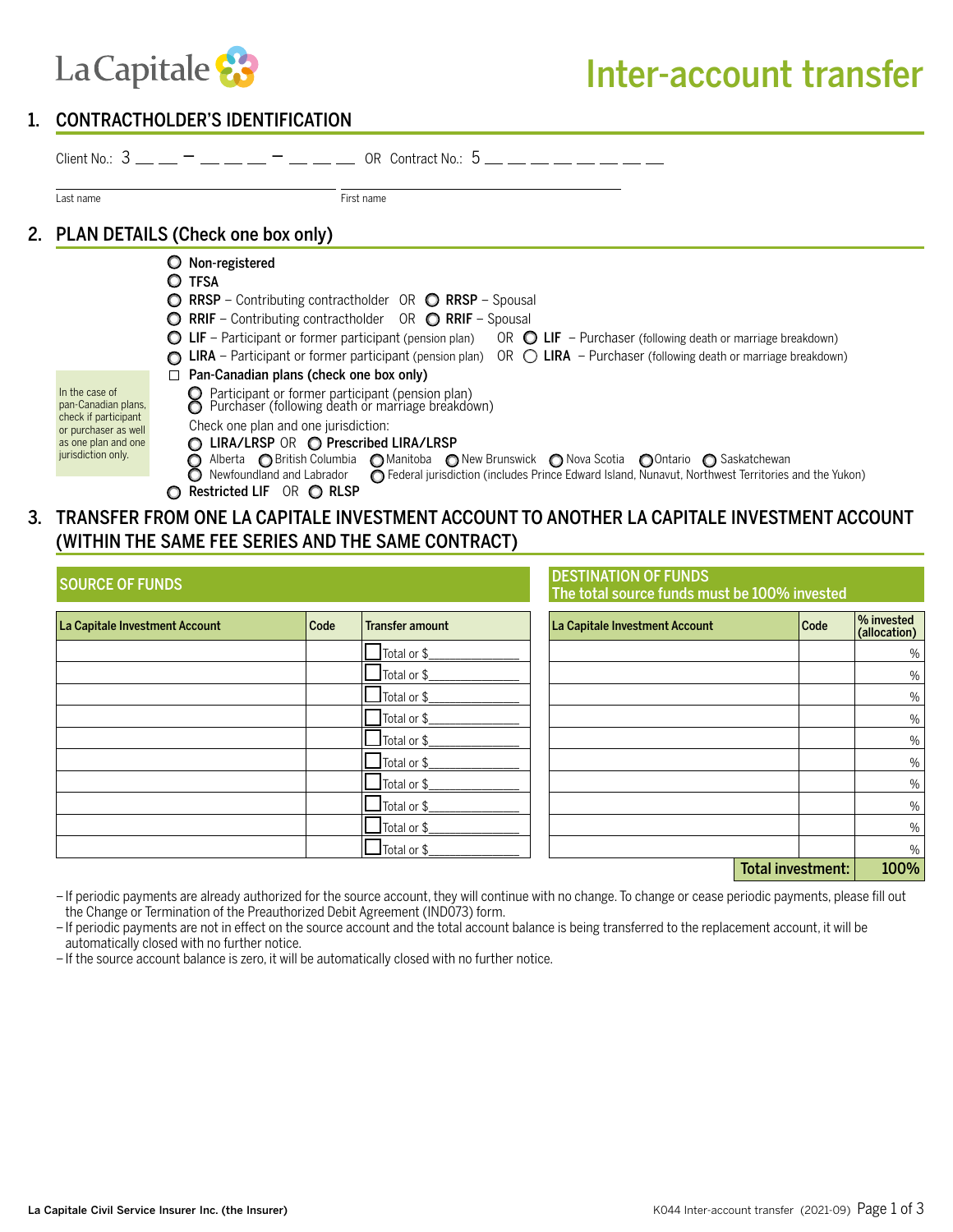# Inter-account transfer

## 1. CONTRACTHOLDER'S IDENTIFICATION

Client No.: 3 __ __ – __ __ __ – __ __ __ OR Contract No.: 5 __ __ __ __ __ __ __ __

Last name ______________________ First name ______________________

## 2. PLAN DETAILS (Check one box only)

- ○ Non-registered
- ○ TFSA
- ○ **RRSP** – Contributing contractholder OR ○ **RRSP** – Spousal
- ○ **RRIF** – Contributing contractholder OR ○ **RRIF** – Spousal
- ○ **LIF** – Participant or former participant (pension plan) OR ○ **LIF** – Purchaser (following death or marriage breakdown)
- ○ **LIRA** – Participant or former participant (pension plan) OR ○ **LIRA** – Purchaser (following death or marriage breakdown)
- ☐ **Pan-Canadian plans (check one box only)**

In the case of pan-Canadian plans, check if participant or purchaser as well as one plan and one jurisdiction only.

- ○ Participant or former participant (pension plan)
- ○ Purchaser (following death or marriage breakdown)

Check one plan and one jurisdiction:

- ○ **LIRA/LRSP** OR ○ **Prescribed LIRA/LRSP**
- ○ Alberta ○ British Columbia ○ Manitoba ○ New Brunswick ○ Nova Scotia ○ Ontario ○ Saskatchewan
- ○ Newfoundland and Labrador ○ Federal jurisdiction (includes Prince Edward Island, Nunavut, Northwest Territories and the Yukon)
- ○ **Restricted LIF** OR ○ **RLSP**

## 3. TRANSFER FROM ONE LA CAPITALE INVESTMENT ACCOUNT TO ANOTHER LA CAPITALE INVESTMENT ACCOUNT (WITHIN THE SAME FEE SERIES AND THE SAME CONTRACT)

**SOURCE OF FUNDS**

| La Capitale Investment Account | Code | Transfer amount |
|---|---|---|
| | | ☐ Total or $ |
| | | ☐ Total or $ |
| | | ☐ Total or $ |
| | | ☐ Total or $ |
| | | ☐ Total or $ |
| | | ☐ Total or $ |
| | | ☐ Total or $ |
| | | ☐ Total or $ |
| | | ☐ Total or $ |
| | | ☐ Total or $ |

**DESTINATION OF FUNDS**
**The total source funds must be 100% invested**

| La Capitale Investment Account | Code | % invested (allocation) |
|---|---|---|
| | | % |
| | | % |
| | | % |
| | | % |
| | | % |
| | | % |
| | | % |
| | | % |
| | | % |
| | | % |
| | **Total investment:** | **100%** |

- If periodic payments are already authorized for the source account, they will continue with no change. To change or cease periodic payments, please fill out the Change or Termination of the Preauthorized Debit Agreement (IND073) form.
- If periodic payments are not in effect on the source account and the total account balance is being transferred to the replacement account, it will be automatically closed with no further notice.
- If the source account balance is zero, it will be automatically closed with no further notice.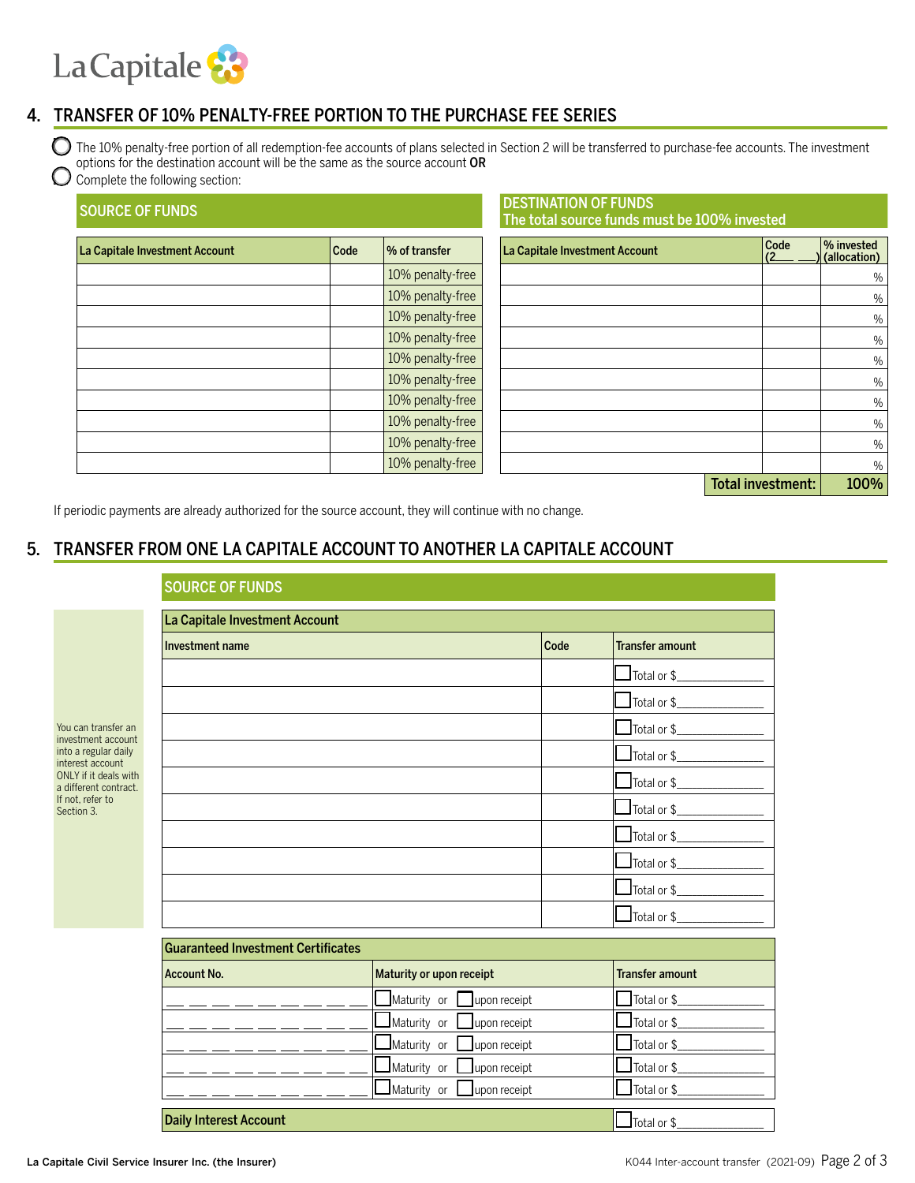## 4. TRANSFER OF 10% PENALTY-FREE PORTION TO THE PURCHASE FEE SERIES

○ The 10% penalty-free portion of all redemption-fee accounts of plans selected in Section 2 will be transferred to purchase-fee accounts. The investment options for the destination account will be the same as the source account **OR**

○ Complete the following section:

**SOURCE OF FUNDS**

| La Capitale Investment Account | Code | % of transfer |
|---|---|---|
| | | 10% penalty-free |
| | | 10% penalty-free |
| | | 10% penalty-free |
| | | 10% penalty-free |
| | | 10% penalty-free |
| | | 10% penalty-free |
| | | 10% penalty-free |
| | | 10% penalty-free |
| | | 10% penalty-free |
| | | 10% penalty-free |

**DESTINATION OF FUNDS**
**The total source funds must be 100% invested**

| La Capitale Investment Account | Code (2__ __) | % invested (allocation) |
|---|---|---|
| | | % |
| | | % |
| | | % |
| | | % |
| | | % |
| | | % |
| | | % |
| | | % |
| | | % |
| | | % |
| | **Total investment:** | **100%** |

If periodic payments are already authorized for the source account, they will continue with no change.

## 5. TRANSFER FROM ONE LA CAPITALE ACCOUNT TO ANOTHER LA CAPITALE ACCOUNT

You can transfer an investment account into a regular daily interest account ONLY if it deals with a different contract. If not, refer to Section 3.

**SOURCE OF FUNDS**

**La Capitale Investment Account**

| Investment name | Code | Transfer amount |
|---|---|---|
| | | ☐ Total or $\_\_\_\_\_\_\_\_\_\_ |
| | | ☐ Total or $\_\_\_\_\_\_\_\_\_\_ |
| | | ☐ Total or $\_\_\_\_\_\_\_\_\_\_ |
| | | ☐ Total or $\_\_\_\_\_\_\_\_\_\_ |
| | | ☐ Total or $\_\_\_\_\_\_\_\_\_\_ |
| | | ☐ Total or $\_\_\_\_\_\_\_\_\_\_ |
| | | ☐ Total or $\_\_\_\_\_\_\_\_\_\_ |
| | | ☐ Total or $\_\_\_\_\_\_\_\_\_\_ |
| | | ☐ Total or $\_\_\_\_\_\_\_\_\_\_ |
| | | ☐ Total or $\_\_\_\_\_\_\_\_\_\_ |

**Guaranteed Investment Certificates**

| Account No. | Maturity or upon receipt | Transfer amount |
|---|---|---|
| __ __ __ __ __ __ __ __ __ __ | ☐ Maturity or ☐ upon receipt | ☐ Total or $\_\_\_\_\_\_\_\_\_\_ |
| __ __ __ __ __ __ __ __ __ __ | ☐ Maturity or ☐ upon receipt | ☐ Total or $\_\_\_\_\_\_\_\_\_\_ |
| __ __ __ __ __ __ __ __ __ __ | ☐ Maturity or ☐ upon receipt | ☐ Total or $\_\_\_\_\_\_\_\_\_\_ |
| __ __ __ __ __ __ __ __ __ __ | ☐ Maturity or ☐ upon receipt | ☐ Total or $\_\_\_\_\_\_\_\_\_\_ |
| __ __ __ __ __ __ __ __ __ __ | ☐ Maturity or ☐ upon receipt | ☐ Total or $\_\_\_\_\_\_\_\_\_\_ |

| **Daily Interest Account** | ☐ Total or $\_\_\_\_\_\_\_\_\_\_ |
|---|---|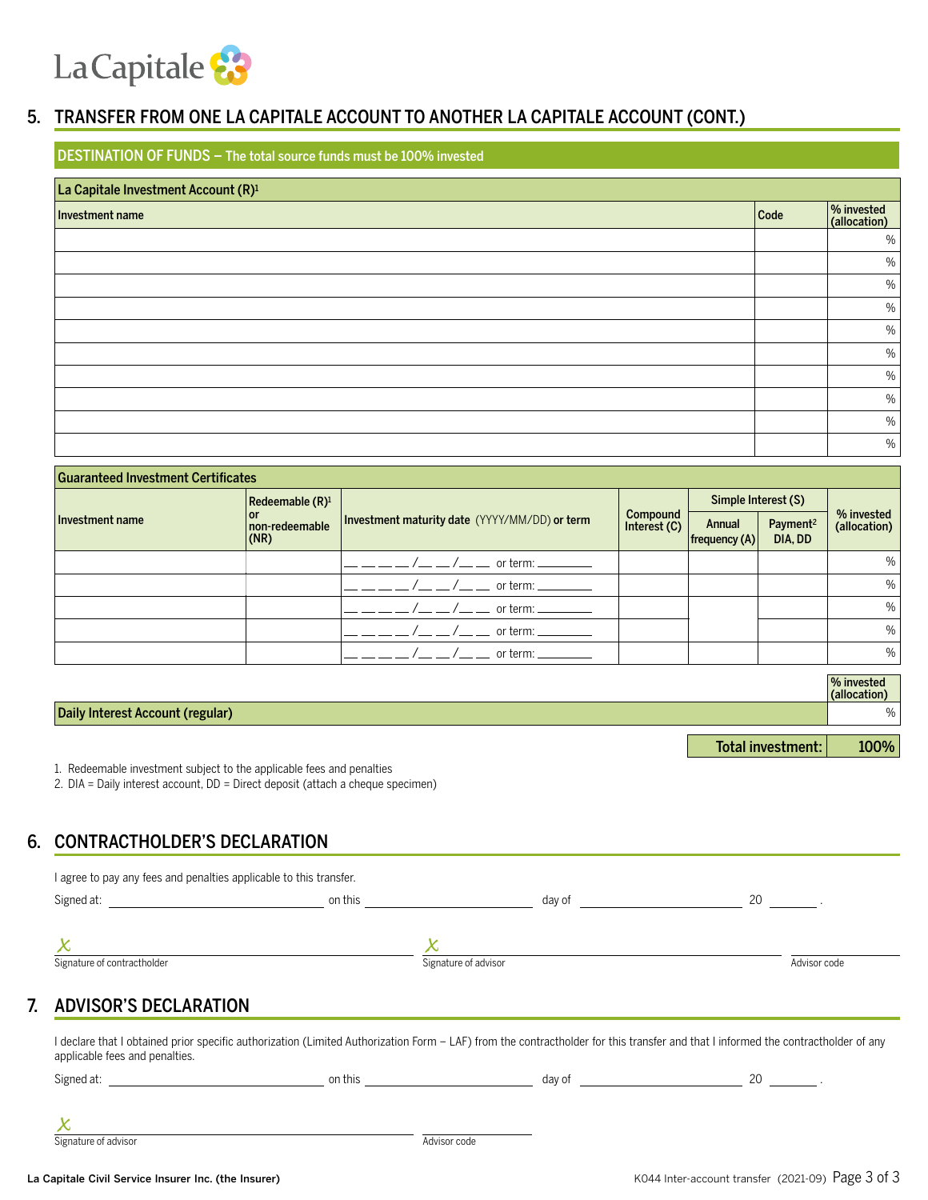## 5. TRANSFER FROM ONE LA CAPITALE ACCOUNT TO ANOTHER LA CAPITALE ACCOUNT (CONT.)

### DESTINATION OF FUNDS – The total source funds must be 100% invested

| La Capitale Investment Account (R)[1] | | |
|---|---|---|
| **Investment name** | **Code** | **% invested (allocation)** |
| | | % |
| | | % |
| | | % |
| | | % |
| | | % |
| | | % |
| | | % |
| | | % |
| | | % |
| | | % |

| Guaranteed Investment Certificates | | | | | | |
|---|---|---|---|---|---|---|
| **Investment name** | **Redeemable (R)[1] or non-redeemable (NR)** | **Investment maturity date** (YYYY/MM/DD) **or term** | **Compound Interest (C)** | **Simple Interest (S)** | | **% invested (allocation)** |
| | | | | **Annual frequency (A)** | **Payment[2] DIA, DD** | |
| | | __ __ __ __ /__ __ /__ __ or term: ________ | | | | % |
| | | __ __ __ __ /__ __ /__ __ or term: ________ | | | | % |
| | | __ __ __ __ /__ __ /__ __ or term: ________ | | | | % |
| | | __ __ __ __ /__ __ /__ __ or term: ________ | | | | % |
| | | __ __ __ __ /__ __ /__ __ or term: ________ | | | | % |

| | % invested (allocation) |
|---|---|
| **Daily Interest Account (regular)** | % |
| **Total investment:** | **100%** |

1. Redeemable investment subject to the applicable fees and penalties
2. DIA = Daily interest account, DD = Direct deposit (attach a cheque specimen)

## 6. CONTRACTHOLDER'S DECLARATION

I agree to pay any fees and penalties applicable to this transfer.

Signed at: ____________________ on this ____________________ day of ____________________ 20 ______ .

X ____________________ X ____________________ ____________

Signature of contractholder — Signature of advisor — Advisor code

## 7. ADVISOR'S DECLARATION

I declare that I obtained prior specific authorization (Limited Authorization Form – LAF) from the contractholder for this transfer and that I informed the contractholder of any applicable fees and penalties.

Signed at: ____________________ on this ____________________ day of ____________________ 20 ______ .

X ____________________ ____________

Signature of advisor — Advisor code

La Capitale Civil Service Insurer Inc. (the Insurer)

K044 Inter-account transfer (2021-09)